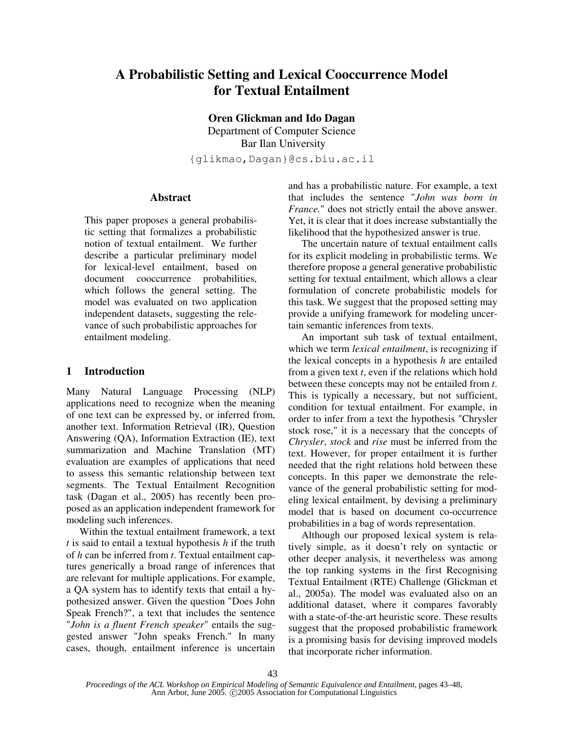# A Probabilistic Setting and Lexical Cooccurrence Model for Textual Entailment

**Oren Glickman and Ido Dagan**

Department of Computer Science
Bar Ilan University
{glikmao,Dagan}@cs.biu.ac.il

## Abstract

This paper proposes a general probabilistic setting that formalizes a probabilistic notion of textual entailment. We further describe a particular preliminary model for lexical-level entailment, based on document cooccurrence probabilities, which follows the general setting. The model was evaluated on two application independent datasets, suggesting the relevance of such probabilistic approaches for entailment modeling.

## 1 Introduction

Many Natural Language Processing (NLP) applications need to recognize when the meaning of one text can be expressed by, or inferred from, another text. Information Retrieval (IR), Question Answering (QA), Information Extraction (IE), text summarization and Machine Translation (MT) evaluation are examples of applications that need to assess this semantic relationship between text segments. The Textual Entailment Recognition task (Dagan et al., 2005) has recently been proposed as an application independent framework for modeling such inferences.

Within the textual entailment framework, a text *t* is said to entail a textual hypothesis *h* if the truth of *h* can be inferred from *t*. Textual entailment captures generically a broad range of inferences that are relevant for multiple applications. For example, a QA system has to identify texts that entail a hypothesized answer. Given the question "Does John Speak French?", a text that includes the sentence "*John is a fluent French speaker*" entails the suggested answer "John speaks French." In many cases, though, entailment inference is uncertain and has a probabilistic nature. For example, a text that includes the sentence "*John was born in France.*" does not strictly entail the above answer. Yet, it is clear that it does increase substantially the likelihood that the hypothesized answer is true.

The uncertain nature of textual entailment calls for its explicit modeling in probabilistic terms. We therefore propose a general generative probabilistic setting for textual entailment, which allows a clear formulation of concrete probabilistic models for this task. We suggest that the proposed setting may provide a unifying framework for modeling uncertain semantic inferences from texts.

An important sub task of textual entailment, which we term *lexical entailment*, is recognizing if the lexical concepts in a hypothesis *h* are entailed from a given text *t*, even if the relations which hold between these concepts may not be entailed from *t*. This is typically a necessary, but not sufficient, condition for textual entailment. For example, in order to infer from a text the hypothesis "Chrysler stock rose," it is a necessary that the concepts of *Chrysler*, *stock* and *rise* must be inferred from the text. However, for proper entailment it is further needed that the right relations hold between these concepts. In this paper we demonstrate the relevance of the general probabilistic setting for modeling lexical entailment, by devising a preliminary model that is based on document co-occurrence probabilities in a bag of words representation.

Although our proposed lexical system is relatively simple, as it doesn't rely on syntactic or other deeper analysis, it nevertheless was among the top ranking systems in the first Recognising Textual Entailment (RTE) Challenge (Glickman et al., 2005a). The model was evaluated also on an additional dataset, where it compares favorably with a state-of-the-art heuristic score. These results suggest that the proposed probabilistic framework is a promising basis for devising improved models that incorporate richer information.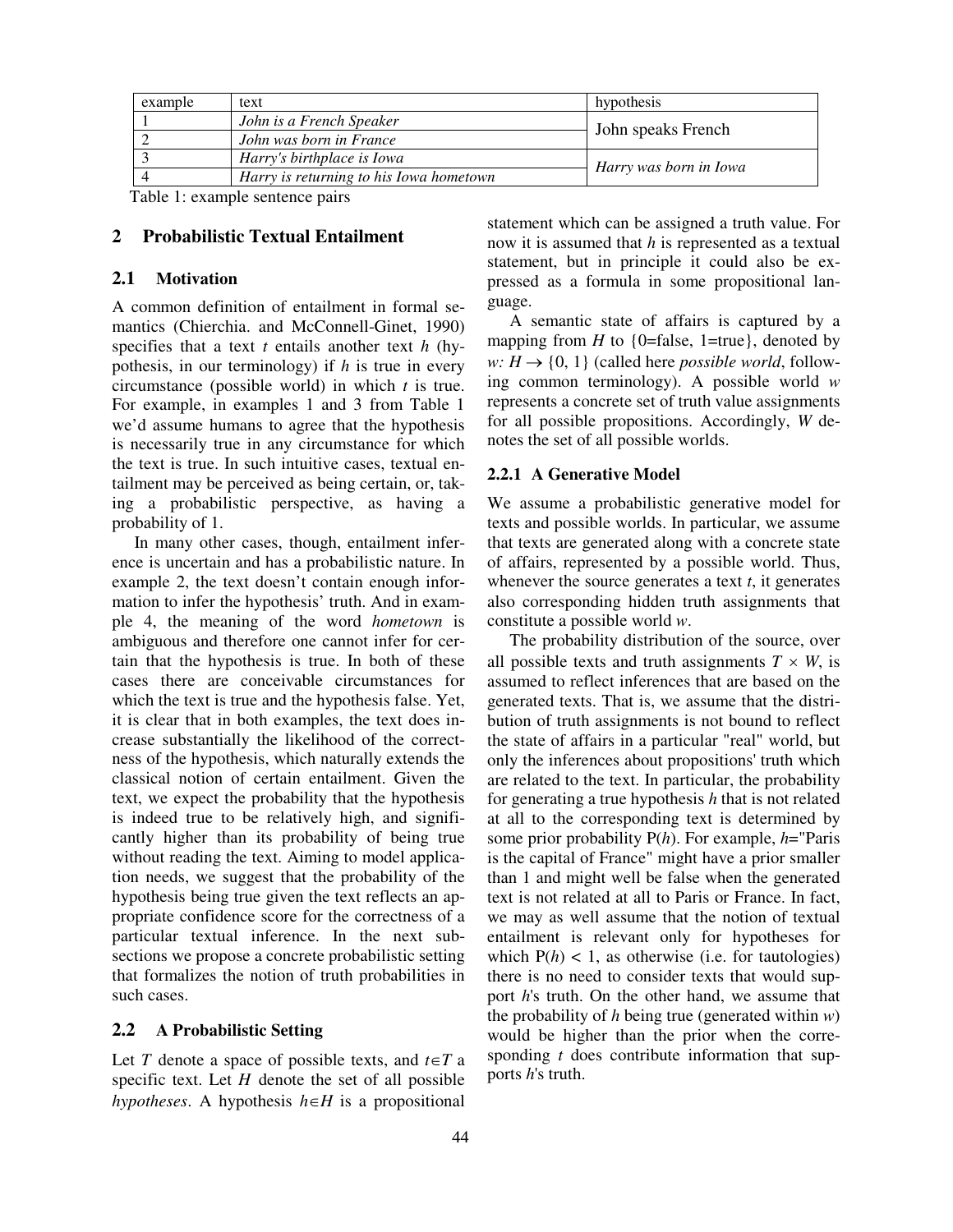| example | text | hypothesis |
| --- | --- | --- |
| 1 | *John is a French Speaker* | John speaks French |
| 2 | *John was born in France* | |
| 3 | *Harry's birthplace is Iowa* | *Harry was born in Iowa* |
| 4 | *Harry is returning to his Iowa hometown* | |

Table 1: example sentence pairs

## 2 Probabilistic Textual Entailment

### 2.1 Motivation

A common definition of entailment in formal semantics (Chierchia. and McConnell-Ginet, 1990) specifies that a text *t* entails another text *h* (hypothesis, in our terminology) if *h* is true in every circumstance (possible world) in which *t* is true. For example, in examples 1 and 3 from Table 1 we'd assume humans to agree that the hypothesis is necessarily true in any circumstance for which the text is true. In such intuitive cases, textual entailment may be perceived as being certain, or, taking a probabilistic perspective, as having a probability of 1.

In many other cases, though, entailment inference is uncertain and has a probabilistic nature. In example 2, the text doesn't contain enough information to infer the hypothesis' truth. And in example 4, the meaning of the word *hometown* is ambiguous and therefore one cannot infer for certain that the hypothesis is true. In both of these cases there are conceivable circumstances for which the text is true and the hypothesis false. Yet, it is clear that in both examples, the text does increase substantially the likelihood of the correctness of the hypothesis, which naturally extends the classical notion of certain entailment. Given the text, we expect the probability that the hypothesis is indeed true to be relatively high, and significantly higher than its probability of being true without reading the text. Aiming to model application needs, we suggest that the probability of the hypothesis being true given the text reflects an appropriate confidence score for the correctness of a particular textual inference. In the next subsections we propose a concrete probabilistic setting that formalizes the notion of truth probabilities in such cases.

### 2.2 A Probabilistic Setting

Let $T$ denote a space of possible texts, and $t \in T$ a specific text. Let $H$ denote the set of all possible *hypotheses*. A hypothesis $h \in H$ is a propositional statement which can be assigned a truth value. For now it is assumed that *h* is represented as a textual statement, but in principle it could also be expressed as a formula in some propositional language.

A semantic state of affairs is captured by a mapping from $H$ to {0=false, 1=true}, denoted by $w: H \rightarrow \{0, 1\}$ (called here *possible world*, following common terminology). A possible world $w$ represents a concrete set of truth value assignments for all possible propositions. Accordingly, $W$ denotes the set of all possible worlds.

#### 2.2.1 A Generative Model

We assume a probabilistic generative model for texts and possible worlds. In particular, we assume that texts are generated along with a concrete state of affairs, represented by a possible world. Thus, whenever the source generates a text $t$, it generates also corresponding hidden truth assignments that constitute a possible world $w$.

The probability distribution of the source, over all possible texts and truth assignments $T \times W$, is assumed to reflect inferences that are based on the generated texts. That is, we assume that the distribution of truth assignments is not bound to reflect the state of affairs in a particular "real" world, but only the inferences about propositions' truth which are related to the text. In particular, the probability for generating a true hypothesis $h$ that is not related at all to the corresponding text is determined by some prior probability $P(h)$. For example, $h$="Paris is the capital of France" might have a prior smaller than 1 and might well be false when the generated text is not related at all to Paris or France. In fact, we may as well assume that the notion of textual entailment is relevant only for hypotheses for which $P(h) < 1$, as otherwise (i.e. for tautologies) there is no need to consider texts that would support $h$'s truth. On the other hand, we assume that the probability of $h$ being true (generated within $w$) would be higher than the prior when the corresponding $t$ does contribute information that supports $h$'s truth.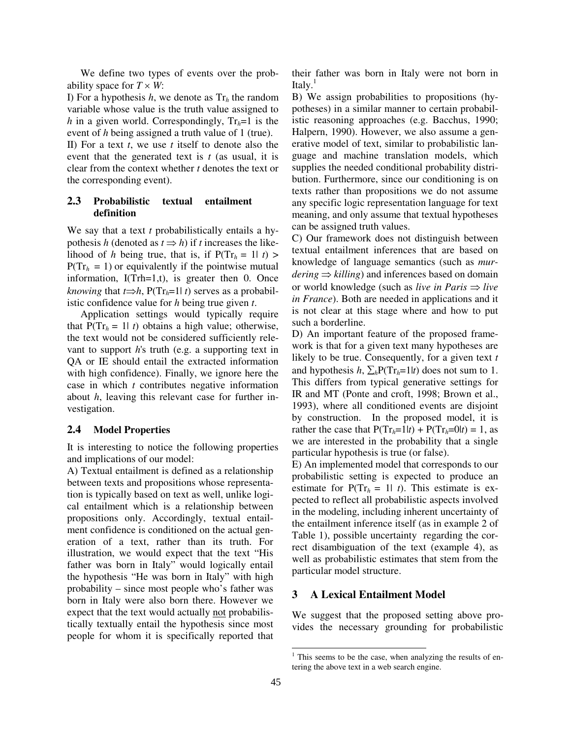We define two types of events over the probability space for $T \times W$:

I) For a hypothesis $h$, we denote as $\mathrm{Tr}_h$ the random variable whose value is the truth value assigned to $h$ in a given world. Correspondingly, $\mathrm{Tr}_h$=1 is the event of $h$ being assigned a truth value of 1 (true).

II) For a text $t$, we use $t$ itself to denote also the event that the generated text is $t$ (as usual, it is clear from the context whether $t$ denotes the text or the corresponding event).

### 2.3 Probabilistic textual entailment definition

We say that a text $t$ probabilistically entails a hypothesis $h$ (denoted as $t \Rightarrow h$) if $t$ increases the likelihood of $h$ being true, that is, if $P(\mathrm{Tr}_h = 1| t) > P(\mathrm{Tr}_h = 1)$ or equivalently if the pointwise mutual information, I(Trh=1,t), is greater then 0. Once *knowing* that $t \Rightarrow h$, $P(\mathrm{Tr}_h=1| t)$ serves as a probabilistic confidence value for $h$ being true given $t$.

Application settings would typically require that $P(\mathrm{Tr}_h = 1| t)$ obtains a high value; otherwise, the text would not be considered sufficiently relevant to support $h$'s truth (e.g. a supporting text in QA or IE should entail the extracted information with high confidence). Finally, we ignore here the case in which $t$ contributes negative information about $h$, leaving this relevant case for further investigation.

### 2.4 Model Properties

It is interesting to notice the following properties and implications of our model:

A) Textual entailment is defined as a relationship between texts and propositions whose representation is typically based on text as well, unlike logical entailment which is a relationship between propositions only. Accordingly, textual entailment confidence is conditioned on the actual generation of a text, rather than its truth. For illustration, we would expect that the text "His father was born in Italy" would logically entail the hypothesis "He was born in Italy" with high probability – since most people who's father was born in Italy were also born there. However we expect that the text would actually <u>not</u> probabilistically textually entail the hypothesis since most people for whom it is specifically reported that their father was born in Italy were not born in Italy.[1]

B) We assign probabilities to propositions (hypotheses) in a similar manner to certain probabilistic reasoning approaches (e.g. Bacchus, 1990; Halpern, 1990). However, we also assume a generative model of text, similar to probabilistic language and machine translation models, which supplies the needed conditional probability distribution. Furthermore, since our conditioning is on texts rather than propositions we do not assume any specific logic representation language for text meaning, and only assume that textual hypotheses can be assigned truth values.

C) Our framework does not distinguish between textual entailment inferences that are based on knowledge of language semantics (such as *murdering* $\Rightarrow$ *killing*) and inferences based on domain or world knowledge (such as *live in Paris* $\Rightarrow$ *live in France*). Both are needed in applications and it is not clear at this stage where and how to put such a borderline.

D) An important feature of the proposed framework is that for a given text many hypotheses are likely to be true. Consequently, for a given text $t$ and hypothesis $h$, $\sum_h P(\mathrm{Tr}_h=1|t)$ does not sum to 1. This differs from typical generative settings for IR and MT (Ponte and croft, 1998; Brown et al., 1993), where all conditioned events are disjoint by construction. In the proposed model, it is rather the case that $P(\mathrm{Tr}_h=1|t) + P(\mathrm{Tr}_h=0|t) = 1$, as we are interested in the probability that a single particular hypothesis is true (or false).

E) An implemented model that corresponds to our probabilistic setting is expected to produce an estimate for $P(\mathrm{Tr}_h = 1| t)$. This estimate is expected to reflect all probabilistic aspects involved in the modeling, including inherent uncertainty of the entailment inference itself (as in example 2 of Table 1), possible uncertainty regarding the correct disambiguation of the text (example 4), as well as probabilistic estimates that stem from the particular model structure.

## 3 A Lexical Entailment Model

We suggest that the proposed setting above provides the necessary grounding for probabilistic

[1] This seems to be the case, when analyzing the results of entering the above text in a web search engine.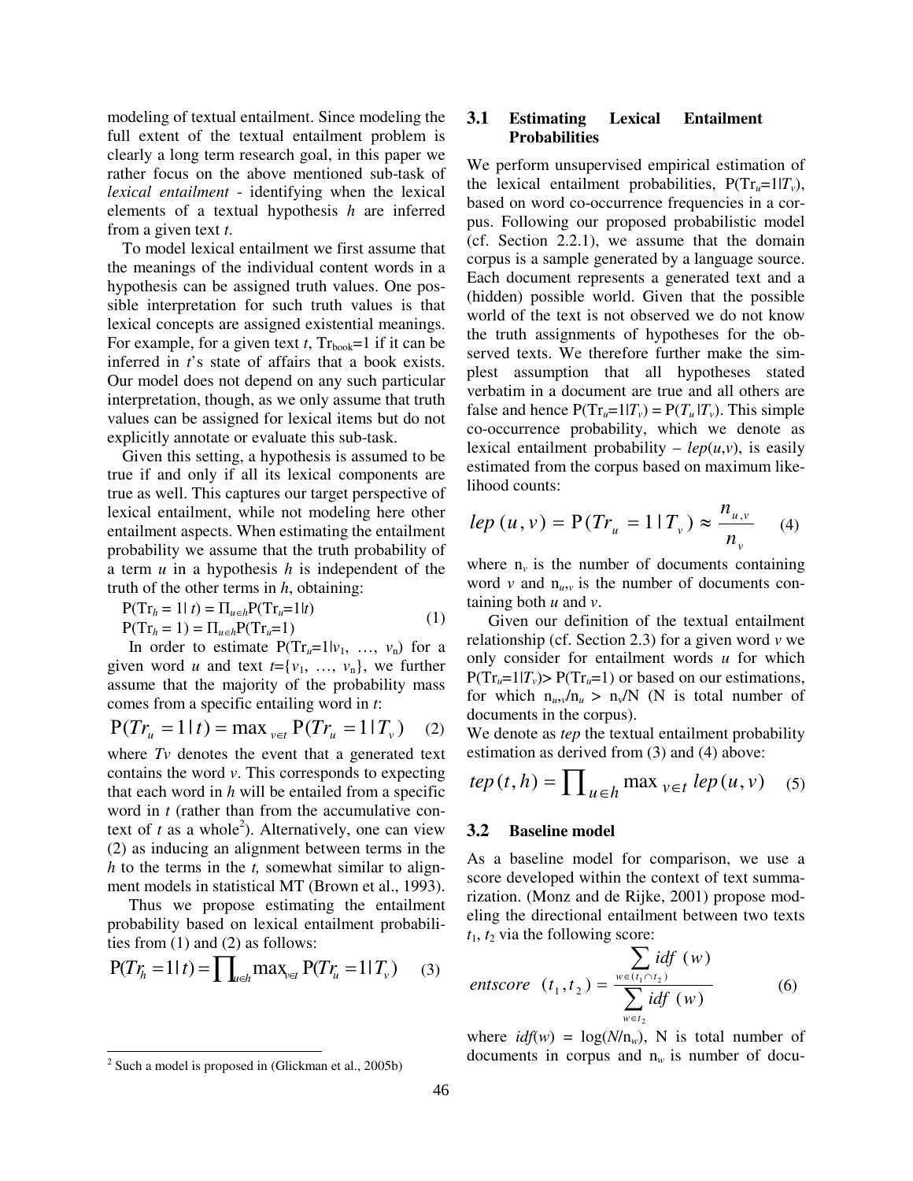modeling of textual entailment. Since modeling the full extent of the textual entailment problem is clearly a long term research goal, in this paper we rather focus on the above mentioned sub-task of *lexical entailment* - identifying when the lexical elements of a textual hypothesis *h* are inferred from a given text *t*.

To model lexical entailment we first assume that the meanings of the individual content words in a hypothesis can be assigned truth values. One possible interpretation for such truth values is that lexical concepts are assigned existential meanings. For example, for a given text *t*, $\mathrm{Tr}_{book}=1$ if it can be inferred in *t*'s state of affairs that a book exists. Our model does not depend on any such particular interpretation, though, as we only assume that truth values can be assigned for lexical items but do not explicitly annotate or evaluate this sub-task.

Given this setting, a hypothesis is assumed to be true if and only if all its lexical components are true as well. This captures our target perspective of lexical entailment, while not modeling here other entailment aspects. When estimating the entailment probability we assume that the truth probability of a term *u* in a hypothesis *h* is independent of the truth of the other terms in *h*, obtaining:

$$\begin{aligned} \mathrm{P}(\mathrm{Tr}_h = 1 \mid t) &= \Pi_{u \in h} \mathrm{P}(\mathrm{Tr}_u = 1 \mid t) \\ \mathrm{P}(\mathrm{Tr}_h = 1) &= \Pi_{u \in h} \mathrm{P}(\mathrm{Tr}_u = 1) \end{aligned} \quad (1)$$

In order to estimate $\mathrm{P}(\mathrm{Tr}_u=1|v_1, \ldots, v_n)$ for a given word *u* and text $t=\{v_1, \ldots, v_n\}$, we further assume that the majority of the probability mass comes from a specific entailing word in *t*:

$$\mathrm{P}(Tr_u = 1 \mid t) = \max_{v \in t} \mathrm{P}(Tr_u = 1 \mid T_v) \quad (2)$$

where *Tv* denotes the event that a generated text contains the word *v*. This corresponds to expecting that each word in *h* will be entailed from a specific word in *t* (rather than from the accumulative context of *t* as a whole[2]). Alternatively, one can view (2) as inducing an alignment between terms in the *h* to the terms in the *t,* somewhat similar to alignment models in statistical MT (Brown et al., 1993).

Thus we propose estimating the entailment probability based on lexical entailment probabilities from (1) and (2) as follows:

$$\mathrm{P}(Tr_h = 1 \mid t) = \prod_{u \in h} \max_{v \in t} \mathrm{P}(Tr_u = 1 \mid T_v) \quad (3)$$

[2] Such a model is proposed in (Glickman et al., 2005b)

### 3.1 Estimating Lexical Entailment Probabilities

We perform unsupervised empirical estimation of the lexical entailment probabilities, $\mathrm{P}(\mathrm{Tr}_u=1|T_v)$, based on word co-occurrence frequencies in a corpus. Following our proposed probabilistic model (cf. Section 2.2.1), we assume that the domain corpus is a sample generated by a language source. Each document represents a generated text and a (hidden) possible world. Given that the possible world of the text is not observed we do not know the truth assignments of hypotheses for the observed texts. We therefore further make the simplest assumption that all hypotheses stated verbatim in a document are true and all others are false and hence $\mathrm{P}(\mathrm{Tr}_u=1|T_v) = \mathrm{P}(T_u|T_v)$. This simple co-occurrence probability, which we denote as lexical entailment probability – *lep*(*u*,*v*), is easily estimated from the corpus based on maximum likelihood counts:

$$lep(u,v) = \mathrm{P}(Tr_u = 1 \mid T_v) \approx \frac{n_{u,v}}{n_v} \quad (4)$$

where $n_v$ is the number of documents containing word *v* and $n_{u,v}$ is the number of documents containing both *u* and *v*.

Given our definition of the textual entailment relationship (cf. Section 2.3) for a given word *v* we only consider for entailment words *u* for which $\mathrm{P}(\mathrm{Tr}_u=1|T_v) > \mathrm{P}(\mathrm{Tr}_u=1)$ or based on our estimations, for which $n_{u,v}/n_u > n_v/N$ (N is total number of documents in the corpus).

We denote as *tep* the textual entailment probability estimation as derived from (3) and (4) above:

$$tep(t,h) = \prod_{u \in h} \max_{v \in t} lep(u,v) \quad (5)$$

### 3.2 Baseline model

As a baseline model for comparison, we use a score developed within the context of text summarization. (Monz and de Rijke, 2001) propose modeling the directional entailment between two texts $t_1$, $t_2$ via the following score:

$$entscore(t_1, t_2) = \frac{\sum_{w \in (t_1 \cap t_2)} idf(w)}{\sum_{w \in t_2} idf(w)} \quad (6)$$

where $idf(w) = \log(N/n_w)$, N is total number of documents in corpus and $n_w$ is number of docu-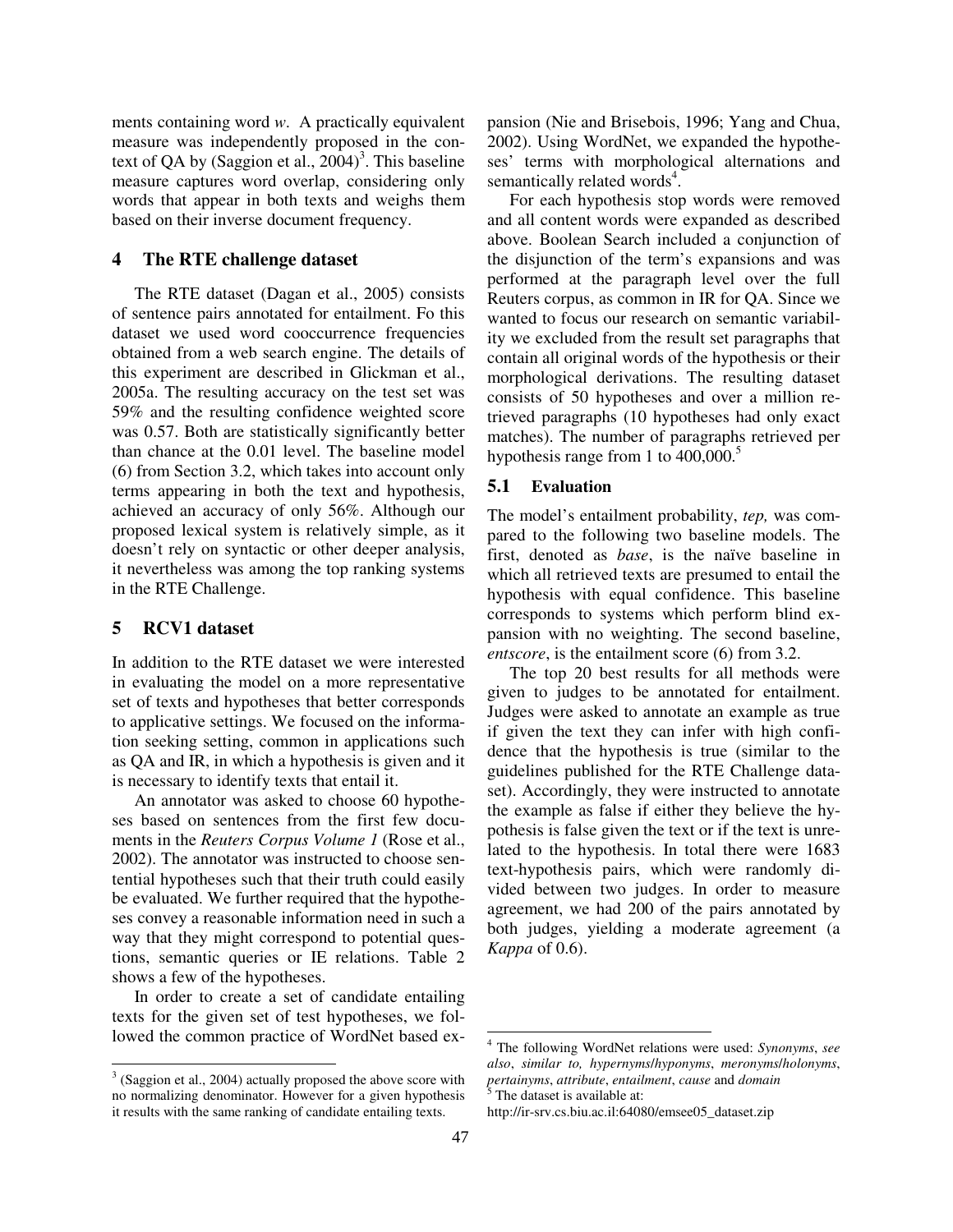ments containing word *w*. A practically equivalent measure was independently proposed in the context of QA by (Saggion et al., 2004)[3]. This baseline measure captures word overlap, considering only words that appear in both texts and weighs them based on their inverse document frequency.

## 4 The RTE challenge dataset

The RTE dataset (Dagan et al., 2005) consists of sentence pairs annotated for entailment. Fo this dataset we used word cooccurrence frequencies obtained from a web search engine. The details of this experiment are described in Glickman et al., 2005a. The resulting accuracy on the test set was 59% and the resulting confidence weighted score was 0.57. Both are statistically significantly better than chance at the 0.01 level. The baseline model (6) from Section 3.2, which takes into account only terms appearing in both the text and hypothesis, achieved an accuracy of only 56%. Although our proposed lexical system is relatively simple, as it doesn't rely on syntactic or other deeper analysis, it nevertheless was among the top ranking systems in the RTE Challenge.

## 5 RCV1 dataset

In addition to the RTE dataset we were interested in evaluating the model on a more representative set of texts and hypotheses that better corresponds to applicative settings. We focused on the information seeking setting, common in applications such as QA and IR, in which a hypothesis is given and it is necessary to identify texts that entail it.

An annotator was asked to choose 60 hypotheses based on sentences from the first few documents in the *Reuters Corpus Volume 1* (Rose et al., 2002). The annotator was instructed to choose sentential hypotheses such that their truth could easily be evaluated. We further required that the hypotheses convey a reasonable information need in such a way that they might correspond to potential questions, semantic queries or IE relations. Table 2 shows a few of the hypotheses.

In order to create a set of candidate entailing texts for the given set of test hypotheses, we followed the common practice of WordNet based expansion (Nie and Brisebois, 1996; Yang and Chua, 2002). Using WordNet, we expanded the hypotheses' terms with morphological alternations and semantically related words[4].

For each hypothesis stop words were removed and all content words were expanded as described above. Boolean Search included a conjunction of the disjunction of the term's expansions and was performed at the paragraph level over the full Reuters corpus, as common in IR for QA. Since we wanted to focus our research on semantic variability we excluded from the result set paragraphs that contain all original words of the hypothesis or their morphological derivations. The resulting dataset consists of 50 hypotheses and over a million retrieved paragraphs (10 hypotheses had only exact matches). The number of paragraphs retrieved per hypothesis range from 1 to 400,000.[5]

### 5.1 Evaluation

The model's entailment probability, *tep,* was compared to the following two baseline models. The first, denoted as *base*, is the naïve baseline in which all retrieved texts are presumed to entail the hypothesis with equal confidence. This baseline corresponds to systems which perform blind expansion with no weighting. The second baseline, *entscore*, is the entailment score (6) from 3.2.

The top 20 best results for all methods were given to judges to be annotated for entailment. Judges were asked to annotate an example as true if given the text they can infer with high confidence that the hypothesis is true (similar to the guidelines published for the RTE Challenge dataset). Accordingly, they were instructed to annotate the example as false if either they believe the hypothesis is false given the text or if the text is unrelated to the hypothesis. In total there were 1683 text-hypothesis pairs, which were randomly divided between two judges. In order to measure agreement, we had 200 of the pairs annotated by both judges, yielding a moderate agreement (a *Kappa* of 0.6).

---

[3] (Saggion et al., 2004) actually proposed the above score with no normalizing denominator. However for a given hypothesis it results with the same ranking of candidate entailing texts.

[4] The following WordNet relations were used: *Synonyms*, *see also*, *similar to, hypernyms*/*hyponyms*, *meronyms*/*holonyms*, *pertainyms*, *attribute*, *entailment*, *cause* and *domain*

[5] The dataset is available at:
http://ir-srv.cs.biu.ac.il:64080/emsee05_dataset.zip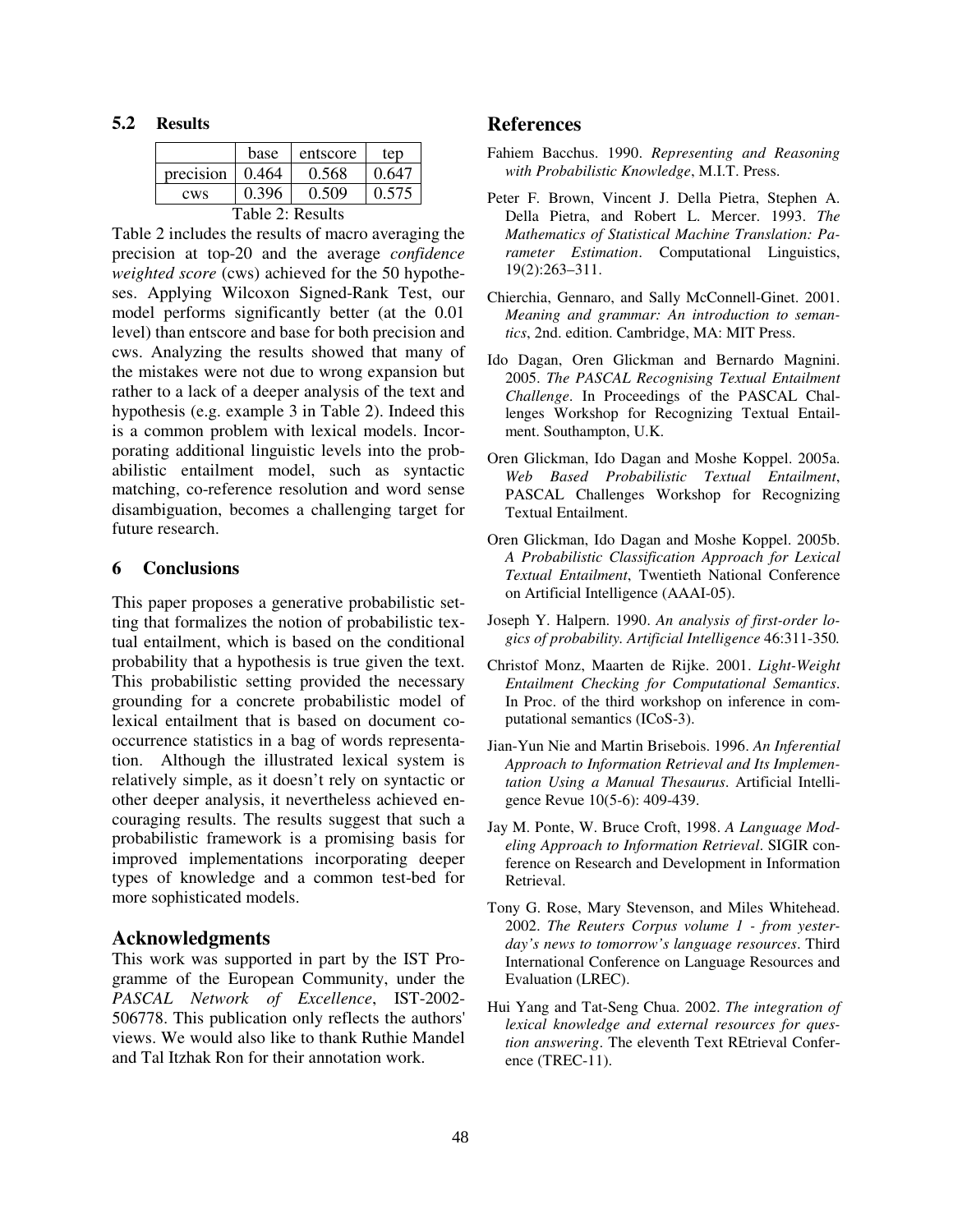### 5.2 Results

| | base | entscore | tep |
|---|---|---|---|
| precision | 0.464 | 0.568 | 0.647 |
| cws | 0.396 | 0.509 | 0.575 |

Table 2: Results

Table 2 includes the results of macro averaging the precision at top-20 and the average *confidence weighted score* (cws) achieved for the 50 hypotheses. Applying Wilcoxon Signed-Rank Test, our model performs significantly better (at the 0.01 level) than entscore and base for both precision and cws. Analyzing the results showed that many of the mistakes were not due to wrong expansion but rather to a lack of a deeper analysis of the text and hypothesis (e.g. example 3 in Table 2). Indeed this is a common problem with lexical models. Incorporating additional linguistic levels into the probabilistic entailment model, such as syntactic matching, co-reference resolution and word sense disambiguation, becomes a challenging target for future research.

## 6 Conclusions

This paper proposes a generative probabilistic setting that formalizes the notion of probabilistic textual entailment, which is based on the conditional probability that a hypothesis is true given the text. This probabilistic setting provided the necessary grounding for a concrete probabilistic model of lexical entailment that is based on document co-occurrence statistics in a bag of words representation. Although the illustrated lexical system is relatively simple, as it doesn't rely on syntactic or other deeper analysis, it nevertheless achieved encouraging results. The results suggest that such a probabilistic framework is a promising basis for improved implementations incorporating deeper types of knowledge and a common test-bed for more sophisticated models.

## Acknowledgments

This work was supported in part by the IST Programme of the European Community, under the *PASCAL Network of Excellence*, IST-2002-506778. This publication only reflects the authors' views. We would also like to thank Ruthie Mandel and Tal Itzhak Ron for their annotation work.

## References

Fahiem Bacchus. 1990. *Representing and Reasoning with Probabilistic Knowledge*, M.I.T. Press.

Peter F. Brown, Vincent J. Della Pietra, Stephen A. Della Pietra, and Robert L. Mercer. 1993. *The Mathematics of Statistical Machine Translation: Parameter Estimation*. Computational Linguistics, 19(2):263–311.

Chierchia, Gennaro, and Sally McConnell-Ginet. 2001. *Meaning and grammar: An introduction to semantics*, 2nd. edition. Cambridge, MA: MIT Press.

Ido Dagan, Oren Glickman and Bernardo Magnini. 2005. *The PASCAL Recognising Textual Entailment Challenge*. In Proceedings of the PASCAL Challenges Workshop for Recognizing Textual Entailment. Southampton, U.K.

Oren Glickman, Ido Dagan and Moshe Koppel. 2005a. *Web Based Probabilistic Textual Entailment*, PASCAL Challenges Workshop for Recognizing Textual Entailment.

Oren Glickman, Ido Dagan and Moshe Koppel. 2005b. *A Probabilistic Classification Approach for Lexical Textual Entailment*, Twentieth National Conference on Artificial Intelligence (AAAI-05).

Joseph Y. Halpern. 1990. *An analysis of first-order logics of probability. Artificial Intelligence* 46:311-350.

Christof Monz, Maarten de Rijke. 2001. *Light-Weight Entailment Checking for Computational Semantics*. In Proc. of the third workshop on inference in computational semantics (ICoS-3).

Jian-Yun Nie and Martin Brisebois. 1996. *An Inferential Approach to Information Retrieval and Its Implementation Using a Manual Thesaurus*. Artificial Intelligence Revue 10(5-6): 409-439.

Jay M. Ponte, W. Bruce Croft, 1998. *A Language Modeling Approach to Information Retrieval*. SIGIR conference on Research and Development in Information Retrieval.

Tony G. Rose, Mary Stevenson, and Miles Whitehead. 2002. *The Reuters Corpus volume 1 - from yesterday's news to tomorrow's language resources*. Third International Conference on Language Resources and Evaluation (LREC).

Hui Yang and Tat-Seng Chua. 2002. *The integration of lexical knowledge and external resources for question answering*. The eleventh Text REtrieval Conference (TREC-11).